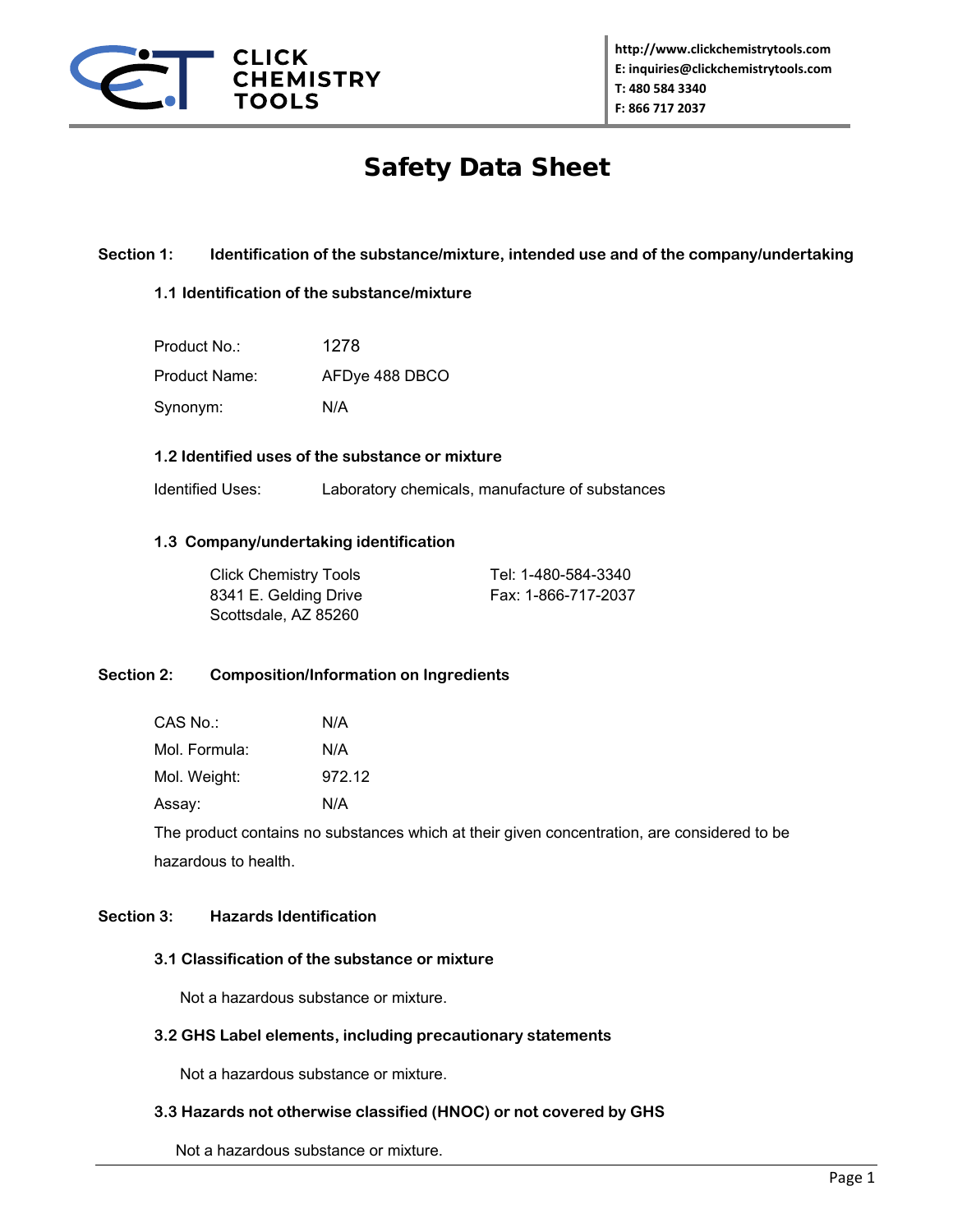CLICK CHEMISTRY TOOLS

http://www.clickchemistrytools.com
E: inquiries@clickchemistrytools.com
T: 480 584 3340
F: 866 717 2037

# Safety Data Sheet

## Section 1: Identification of the substance/mixture, intended use and of the company/undertaking

### 1.1 Identification of the substance/mixture

| | |
|---|---|
| Product No.: | 1278 |
| Product Name: | AFDye 488 DBCO |
| Synonym: | N/A |

### 1.2 Identified uses of the substance or mixture

Identified Uses: Laboratory chemicals, manufacture of substances

### 1.3 Company/undertaking identification

Click Chemistry Tools
8341 E. Gelding Drive
Scottsdale, AZ 85260

Tel: 1-480-584-3340
Fax: 1-866-717-2037

## Section 2: Composition/Information on Ingredients

| | |
|---|---|
| CAS No.: | N/A |
| Mol. Formula: | N/A |
| Mol. Weight: | 972.12 |
| Assay: | N/A |

The product contains no substances which at their given concentration, are considered to be hazardous to health.

## Section 3: Hazards Identification

### 3.1 Classification of the substance or mixture

Not a hazardous substance or mixture.

### 3.2 GHS Label elements, including precautionary statements

Not a hazardous substance or mixture.

### 3.3 Hazards not otherwise classified (HNOC) or not covered by GHS

Not a hazardous substance or mixture.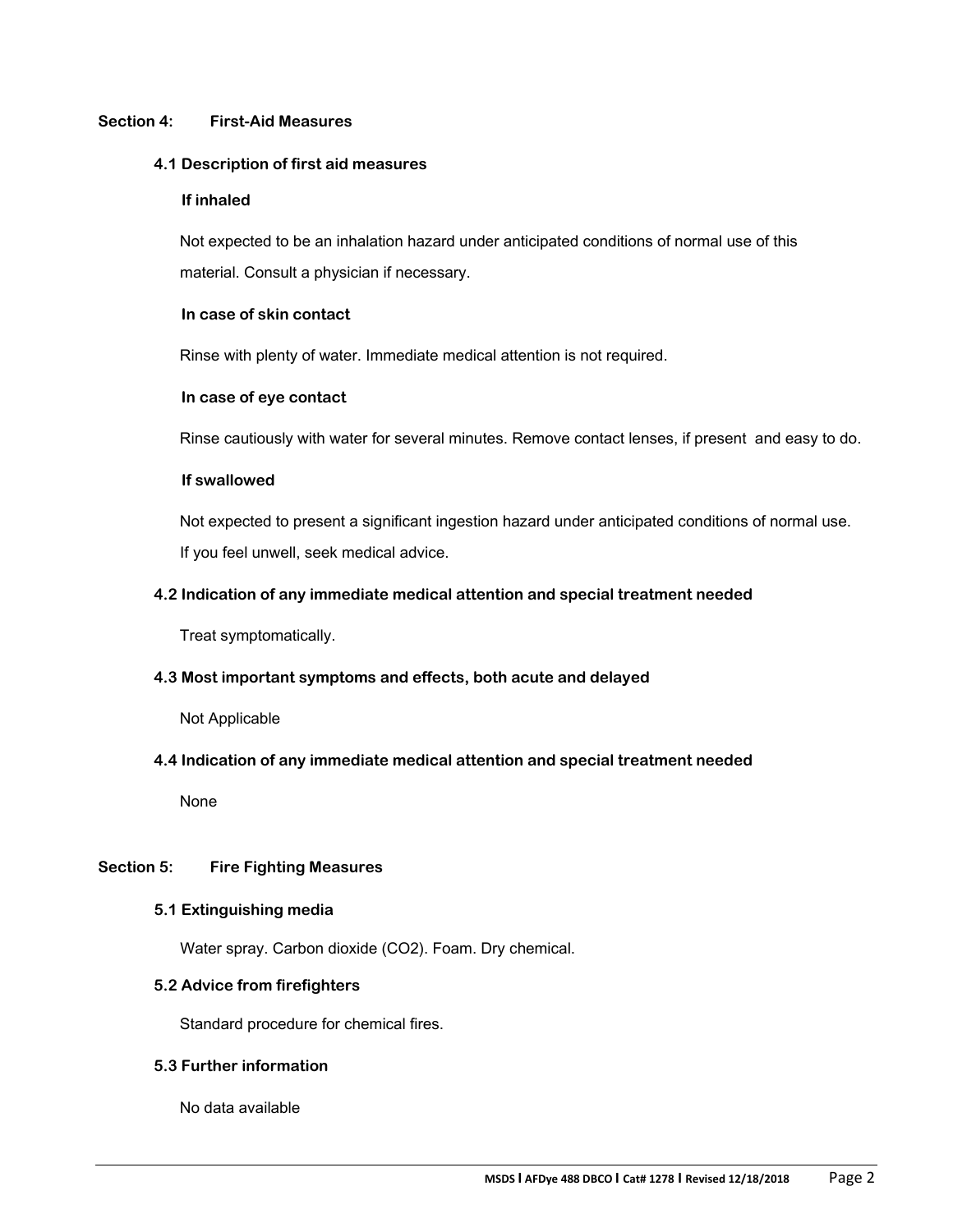## Section 4: First-Aid Measures

### 4.1 Description of first aid measures

**If inhaled**

Not expected to be an inhalation hazard under anticipated conditions of normal use of this material. Consult a physician if necessary.

**In case of skin contact**

Rinse with plenty of water. Immediate medical attention is not required.

**In case of eye contact**

Rinse cautiously with water for several minutes. Remove contact lenses, if present and easy to do.

**If swallowed**

Not expected to present a significant ingestion hazard under anticipated conditions of normal use. If you feel unwell, seek medical advice.

### 4.2 Indication of any immediate medical attention and special treatment needed

Treat symptomatically.

### 4.3 Most important symptoms and effects, both acute and delayed

Not Applicable

### 4.4 Indication of any immediate medical attention and special treatment needed

None

## Section 5: Fire Fighting Measures

### 5.1 Extinguishing media

Water spray. Carbon dioxide ($CO_2$). Foam. Dry chemical.

### 5.2 Advice from firefighters

Standard procedure for chemical fires.

### 5.3 Further information

No data available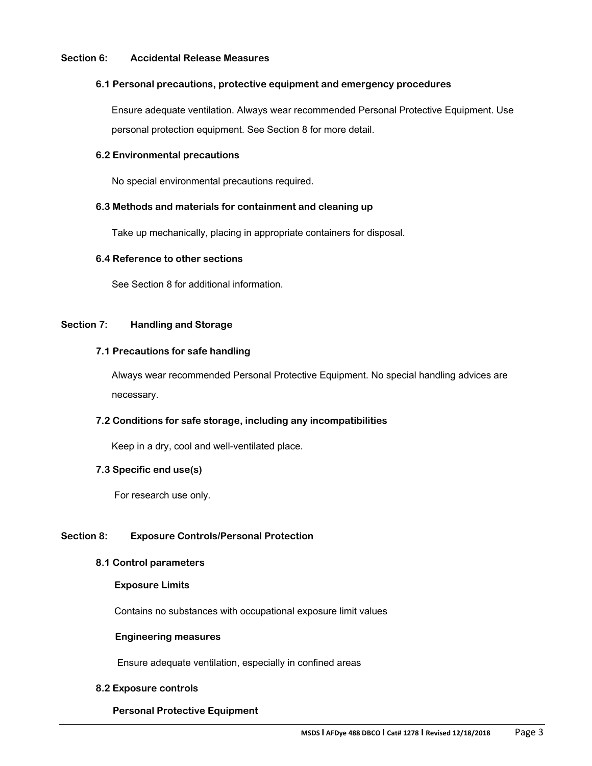## Section 6: Accidental Release Measures

### 6.1 Personal precautions, protective equipment and emergency procedures

Ensure adequate ventilation. Always wear recommended Personal Protective Equipment. Use personal protection equipment. See Section 8 for more detail.

### 6.2 Environmental precautions

No special environmental precautions required.

### 6.3 Methods and materials for containment and cleaning up

Take up mechanically, placing in appropriate containers for disposal.

### 6.4 Reference to other sections

See Section 8 for additional information.

## Section 7: Handling and Storage

### 7.1 Precautions for safe handling

Always wear recommended Personal Protective Equipment. No special handling advices are necessary.

### 7.2 Conditions for safe storage, including any incompatibilities

Keep in a dry, cool and well-ventilated place.

### 7.3 Specific end use(s)

For research use only.

## Section 8: Exposure Controls/Personal Protection

### 8.1 Control parameters

**Exposure Limits**

Contains no substances with occupational exposure limit values

**Engineering measures**

Ensure adequate ventilation, especially in confined areas

### 8.2 Exposure controls

**Personal Protective Equipment**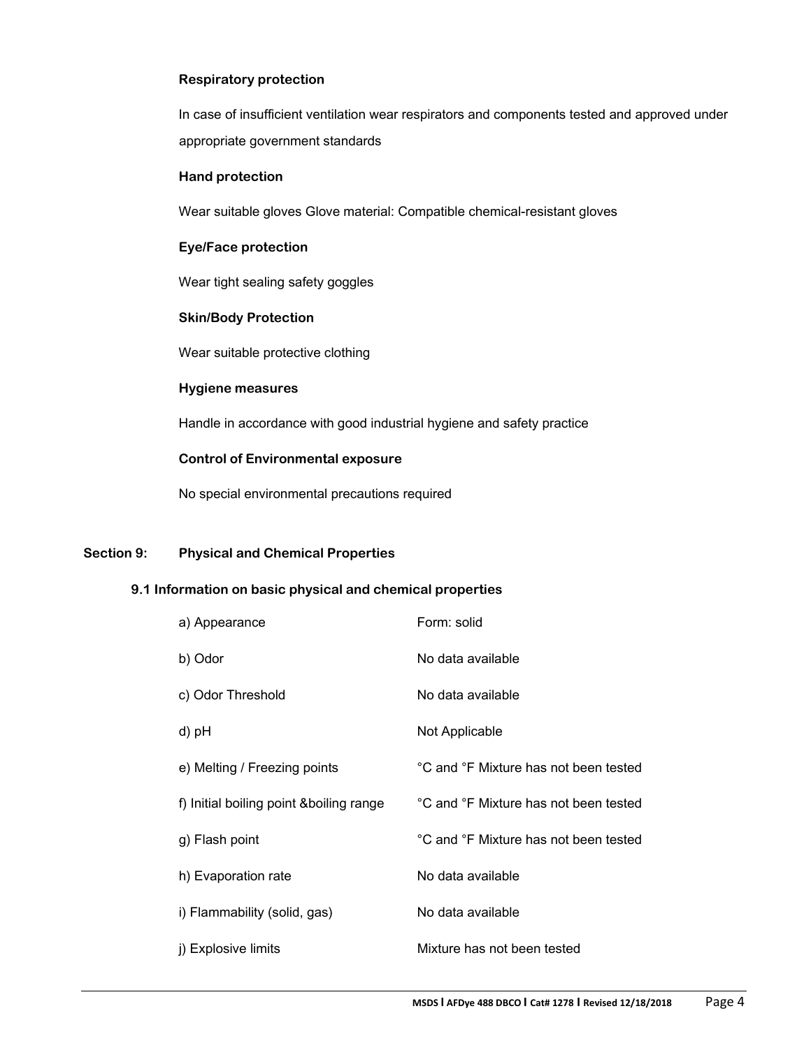**Respiratory protection**

In case of insufficient ventilation wear respirators and components tested and approved under appropriate government standards

**Hand protection**

Wear suitable gloves Glove material: Compatible chemical-resistant gloves

**Eye/Face protection**

Wear tight sealing safety goggles

**Skin/Body Protection**

Wear suitable protective clothing

**Hygiene measures**

Handle in accordance with good industrial hygiene and safety practice

**Control of Environmental exposure**

No special environmental precautions required

## Section 9: Physical and Chemical Properties

### 9.1 Information on basic physical and chemical properties

| | |
|---|---|
| a) Appearance | Form: solid |
| b) Odor | No data available |
| c) Odor Threshold | No data available |
| d) pH | Not Applicable |
| e) Melting / Freezing points | °C and °F Mixture has not been tested |
| f) Initial boiling point &boiling range | °C and °F Mixture has not been tested |
| g) Flash point | °C and °F Mixture has not been tested |
| h) Evaporation rate | No data available |
| i) Flammability (solid, gas) | No data available |
| j) Explosive limits | Mixture has not been tested |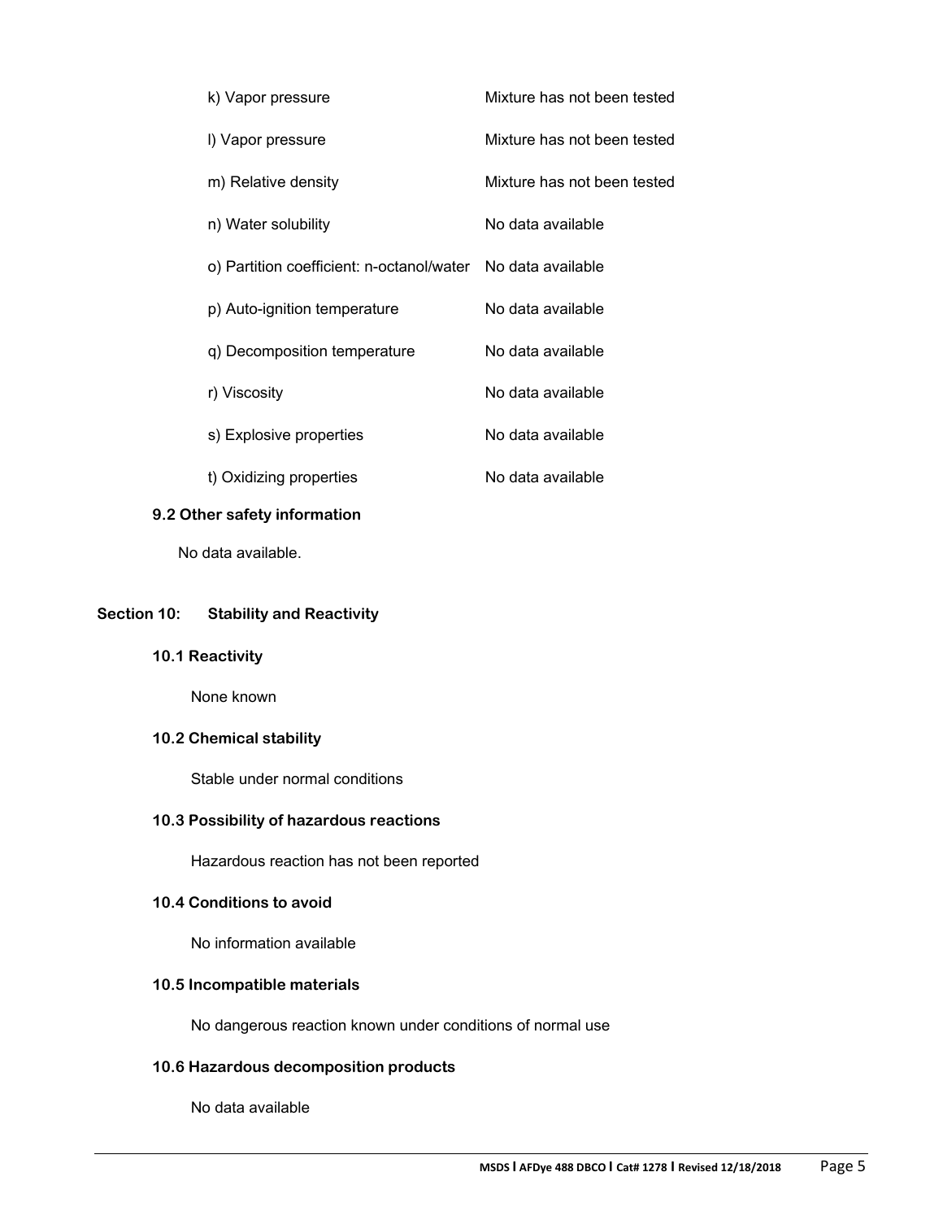| | |
|---|---|
| k) Vapor pressure | Mixture has not been tested |
| l) Vapor pressure | Mixture has not been tested |
| m) Relative density | Mixture has not been tested |
| n) Water solubility | No data available |
| o) Partition coefficient: n-octanol/water | No data available |
| p) Auto-ignition temperature | No data available |
| q) Decomposition temperature | No data available |
| r) Viscosity | No data available |
| s) Explosive properties | No data available |
| t) Oxidizing properties | No data available |

### 9.2 Other safety information

No data available.

## Section 10: Stability and Reactivity

### 10.1 Reactivity

None known

### 10.2 Chemical stability

Stable under normal conditions

### 10.3 Possibility of hazardous reactions

Hazardous reaction has not been reported

### 10.4 Conditions to avoid

No information available

### 10.5 Incompatible materials

No dangerous reaction known under conditions of normal use

### 10.6 Hazardous decomposition products

No data available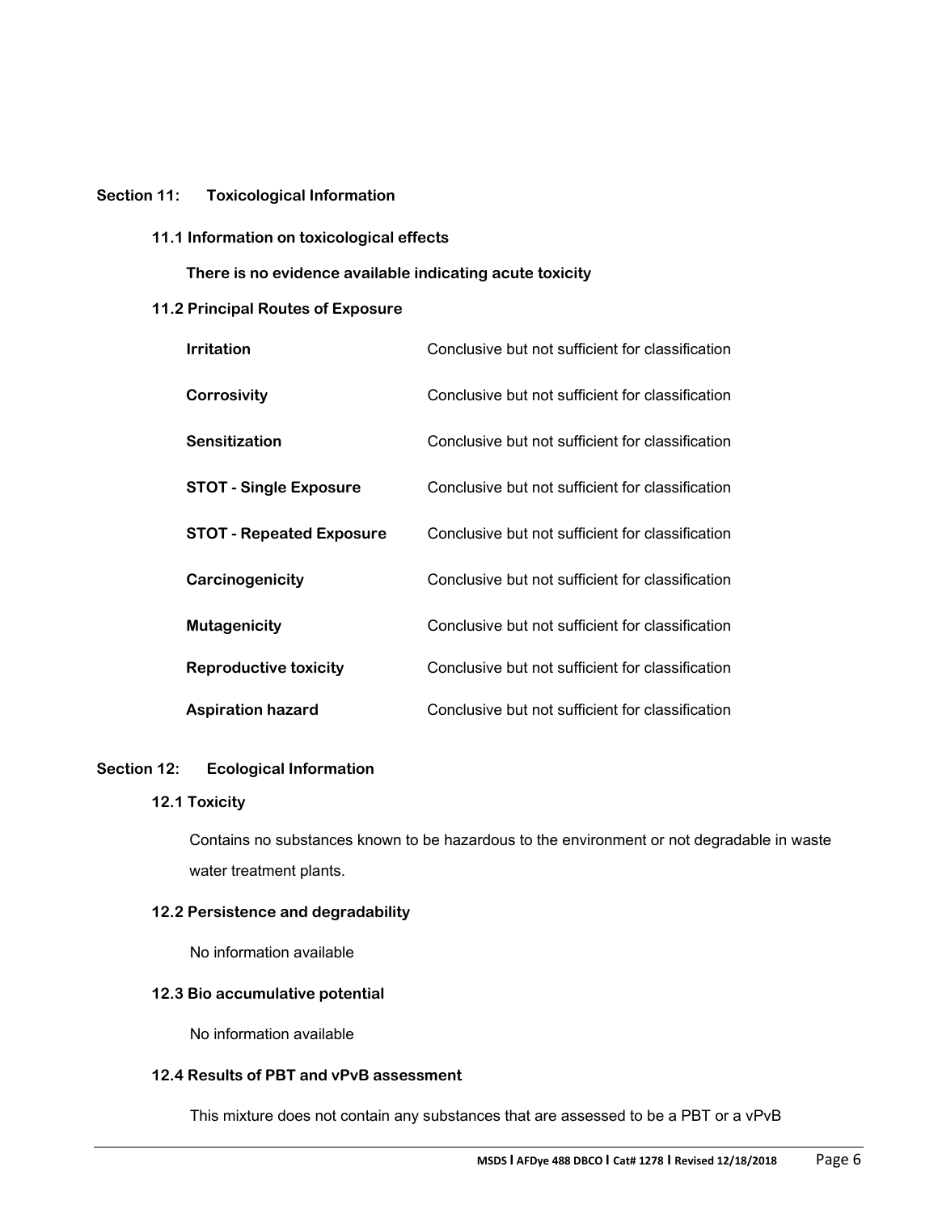## Section 11: Toxicological Information

### 11.1 Information on toxicological effects

**There is no evidence available indicating acute toxicity**

### 11.2 Principal Routes of Exposure

| | |
|---|---|
| **Irritation** | Conclusive but not sufficient for classification |
| **Corrosivity** | Conclusive but not sufficient for classification |
| **Sensitization** | Conclusive but not sufficient for classification |
| **STOT - Single Exposure** | Conclusive but not sufficient for classification |
| **STOT - Repeated Exposure** | Conclusive but not sufficient for classification |
| **Carcinogenicity** | Conclusive but not sufficient for classification |
| **Mutagenicity** | Conclusive but not sufficient for classification |
| **Reproductive toxicity** | Conclusive but not sufficient for classification |
| **Aspiration hazard** | Conclusive but not sufficient for classification |

## Section 12: Ecological Information

### 12.1 Toxicity

Contains no substances known to be hazardous to the environment or not degradable in waste water treatment plants.

### 12.2 Persistence and degradability

No information available

### 12.3 Bio accumulative potential

No information available

### 12.4 Results of PBT and vPvB assessment

This mixture does not contain any substances that are assessed to be a PBT or a vPvB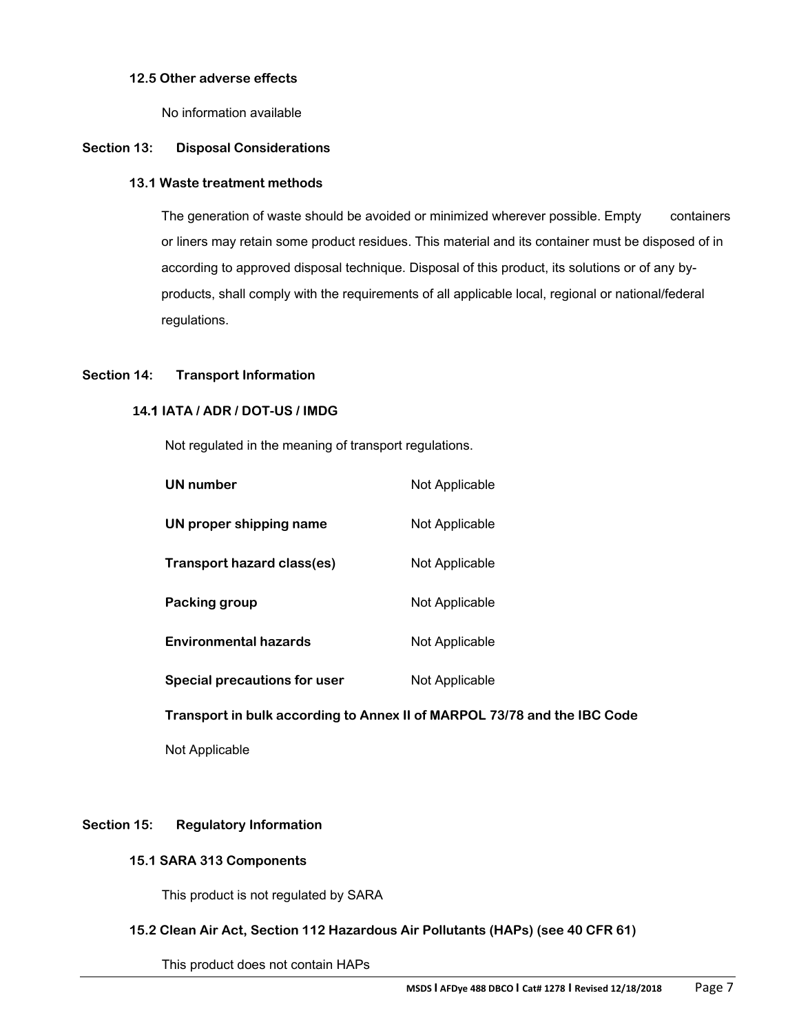### 12.5 Other adverse effects

No information available

## Section 13: Disposal Considerations

### 13.1 Waste treatment methods

The generation of waste should be avoided or minimized wherever possible. Empty containers or liners may retain some product residues. This material and its container must be disposed of in according to approved disposal technique. Disposal of this product, its solutions or of any by-products, shall comply with the requirements of all applicable local, regional or national/federal regulations.

## Section 14: Transport Information

### 14.1 IATA / ADR / DOT-US / IMDG

Not regulated in the meaning of transport regulations.

| | |
|---|---|
| **UN number** | Not Applicable |
| **UN proper shipping name** | Not Applicable |
| **Transport hazard class(es)** | Not Applicable |
| **Packing group** | Not Applicable |
| **Environmental hazards** | Not Applicable |
| **Special precautions for user** | Not Applicable |

**Transport in bulk according to Annex II of MARPOL 73/78 and the IBC Code**

Not Applicable

## Section 15: Regulatory Information

### 15.1 SARA 313 Components

This product is not regulated by SARA

### 15.2 Clean Air Act, Section 112 Hazardous Air Pollutants (HAPs) (see 40 CFR 61)

This product does not contain HAPs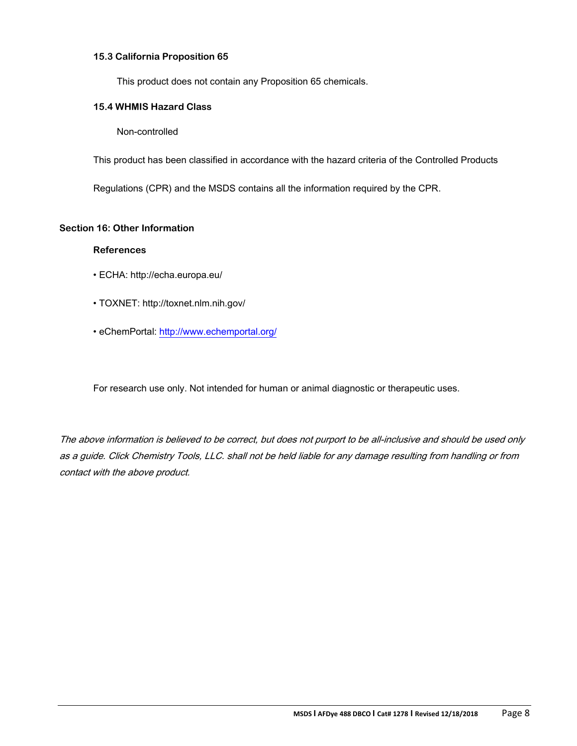### 15.3 California Proposition 65

This product does not contain any Proposition 65 chemicals.

### 15.4 WHMIS Hazard Class

Non-controlled

This product has been classified in accordance with the hazard criteria of the Controlled Products Regulations (CPR) and the MSDS contains all the information required by the CPR.

## Section 16: Other Information

### References

- ECHA: http://echa.europa.eu/
- TOXNET: http://toxnet.nlm.nih.gov/
- eChemPortal: http://www.echemportal.org/

For research use only. Not intended for human or animal diagnostic or therapeutic uses.

*The above information is believed to be correct, but does not purport to be all-inclusive and should be used only as a guide. Click Chemistry Tools, LLC. shall not be held liable for any damage resulting from handling or from contact with the above product.*